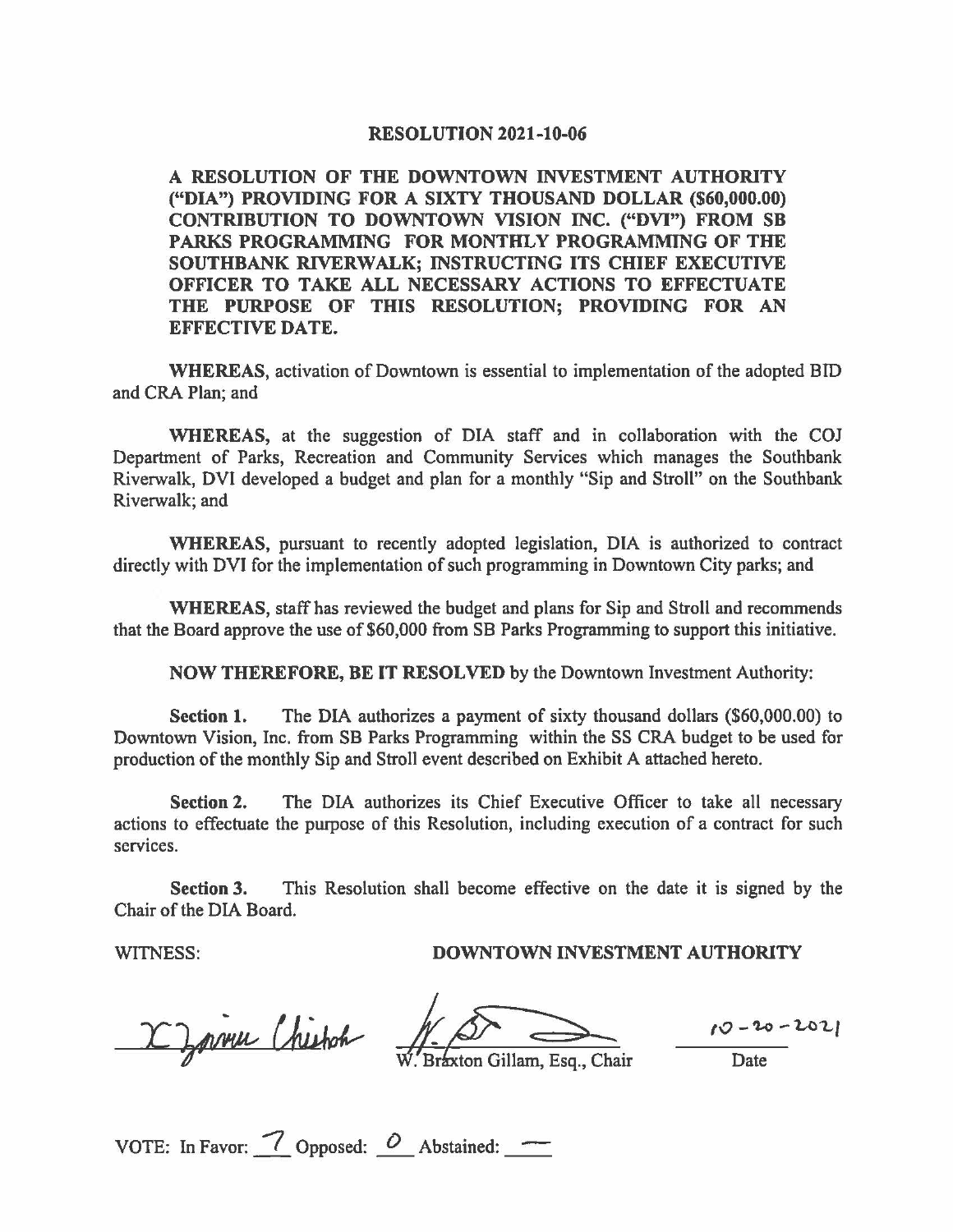# RESOLUTION 2021-10-06

**A RESOLUTION OF THE DOWNTOWN INVESTMENT AUTHORITY ("DIA") PROVIDING FOR A SIXTY THOUSAND DOLLAR ($60,000.00) CONTRIBUTION TO DOWNTOWN VISION INC. ("DVI") FROM SB PARKS PROGRAMMING FOR MONTHLY PROGRAMMING OF THE SOUTHBANK RIVERWALK; INSTRUCTING ITS CHIEF EXECUTIVE OFFICER TO TAKE ALL NECESSARY ACTIONS TO EFFECTUATE THE PURPOSE OF THIS RESOLUTION; PROVIDING FOR AN EFFECTIVE DATE.**

**WHEREAS**, activation of Downtown is essential to implementation of the adopted BID and CRA Plan; and

**WHEREAS,** at the suggestion of DIA staff and in collaboration with the COJ Department of Parks, Recreation and Community Services which manages the Southbank Riverwalk, DVI developed a budget and plan for a monthly "Sip and Stroll" on the Southbank Riverwalk; and

**WHEREAS,** pursuant to recently adopted legislation, DIA is authorized to contract directly with DVI for the implementation of such programming in Downtown City parks; and

**WHEREAS,** staff has reviewed the budget and plans for Sip and Stroll and recommends that the Board approve the use of $60,000 from SB Parks Programming to support this initiative.

**NOW THEREFORE, BE IT RESOLVED** by the Downtown Investment Authority:

**Section 1.** The DIA authorizes a payment of sixty thousand dollars ($60,000.00) to Downtown Vision, Inc. from SB Parks Programming within the SS CRA budget to be used for production of the monthly Sip and Stroll event described on Exhibit A attached hereto.

**Section 2.** The DIA authorizes its Chief Executive Officer to take all necessary actions to effectuate the purpose of this Resolution, including execution of a contract for such services.

**Section 3.** This Resolution shall become effective on the date it is signed by the Chair of the DIA Board.

WITNESS: **DOWNTOWN INVESTMENT AUTHORITY**

[Signature] [Signature]

W. Braxton Gillam, Esq., Chair

10-20-2021

Date

VOTE: In Favor: 7 Opposed: 0 Abstained: —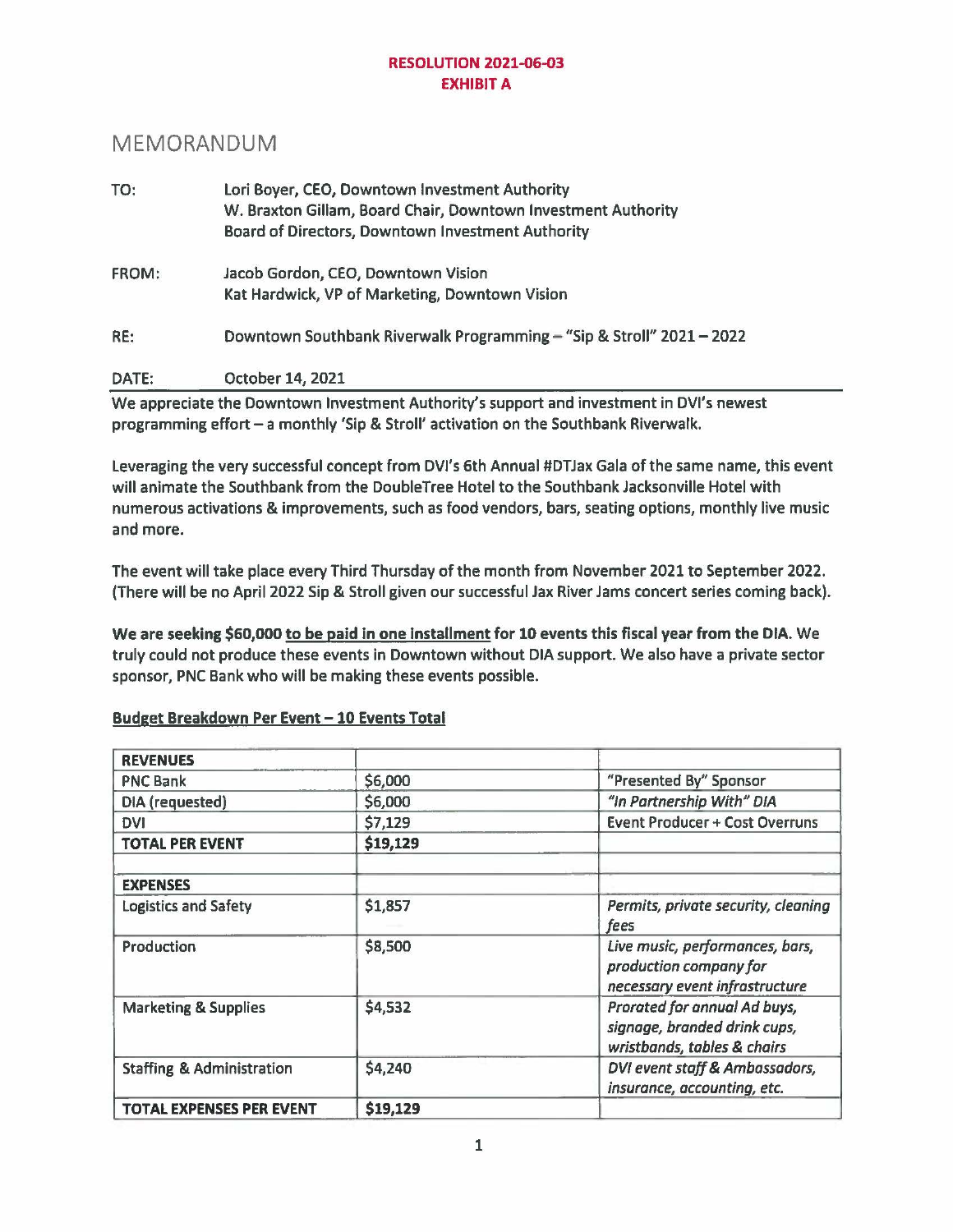**RESOLUTION 2021-06-03**
**EXHIBIT A**

# MEMORANDUM

TO: Lori Boyer, CEO, Downtown Investment Authority
W. Braxton Gillam, Board Chair, Downtown Investment Authority
Board of Directors, Downtown Investment Authority

FROM: Jacob Gordon, CEO, Downtown Vision
Kat Hardwick, VP of Marketing, Downtown Vision

RE: Downtown Southbank Riverwalk Programming – "Sip & Stroll" 2021 – 2022

DATE: October 14, 2021

We appreciate the Downtown Investment Authority's support and investment in DVI's newest programming effort – a monthly 'Sip & Stroll' activation on the Southbank Riverwalk.

Leveraging the very successful concept from DVI's 6th Annual #DTJax Gala of the same name, this event will animate the Southbank from the DoubleTree Hotel to the Southbank Jacksonville Hotel with numerous activations & improvements, such as food vendors, bars, seating options, monthly live music and more.

The event will take place every Third Thursday of the month from November 2021 to September 2022. (There will be no April 2022 Sip & Stroll given our successful Jax River Jams concert series coming back).

**We are seeking $60,000 <u>to be paid in one installment</u> for 10 events this fiscal year from the DIA.** We truly could not produce these events in Downtown without DIA support. We also have a private sector sponsor, PNC Bank who will be making these events possible.

**<u>Budget Breakdown Per Event – 10 Events Total</u>**

| **REVENUES** | | |
|---|---|---|
| PNC Bank | $6,000 | "Presented By" Sponsor |
| DIA (requested) | $6,000 | *"In Partnership With" DIA* |
| DVI | $7,129 | Event Producer + Cost Overruns |
| **TOTAL PER EVENT** | **$19,129** | |
| | | |
| **EXPENSES** | | |
| Logistics and Safety | $1,857 | *Permits, private security, cleaning fees* |
| Production | $8,500 | *Live music, performances, bars, production company for necessary event infrastructure* |
| Marketing & Supplies | $4,532 | *Prorated for annual Ad buys, signage, branded drink cups, wristbands, tables & chairs* |
| Staffing & Administration | $4,240 | *DVI event staff & Ambassadors, insurance, accounting, etc.* |
| **TOTAL EXPENSES PER EVENT** | **$19,129** | |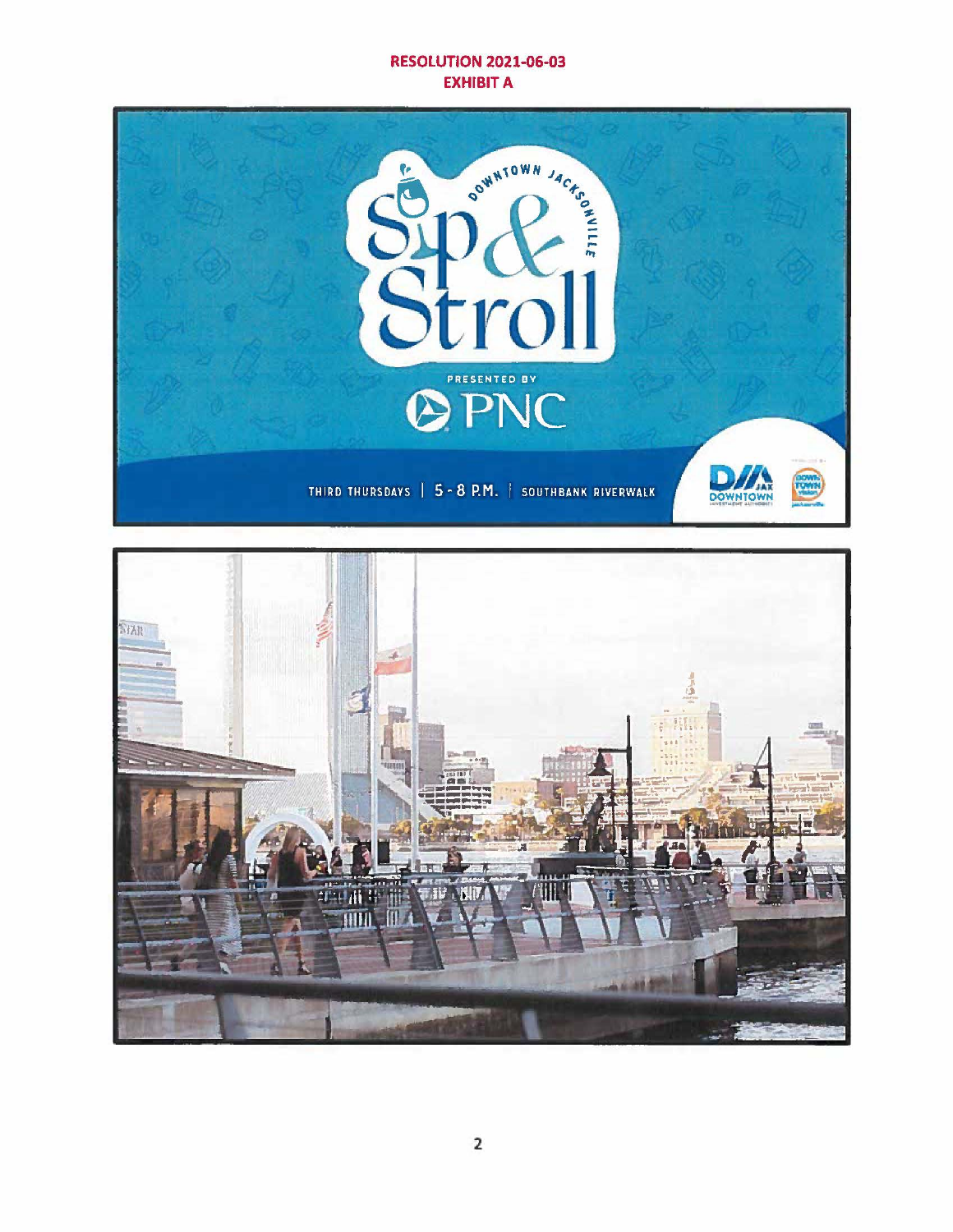**RESOLUTION 2021-06-03**
**EXHIBIT A**